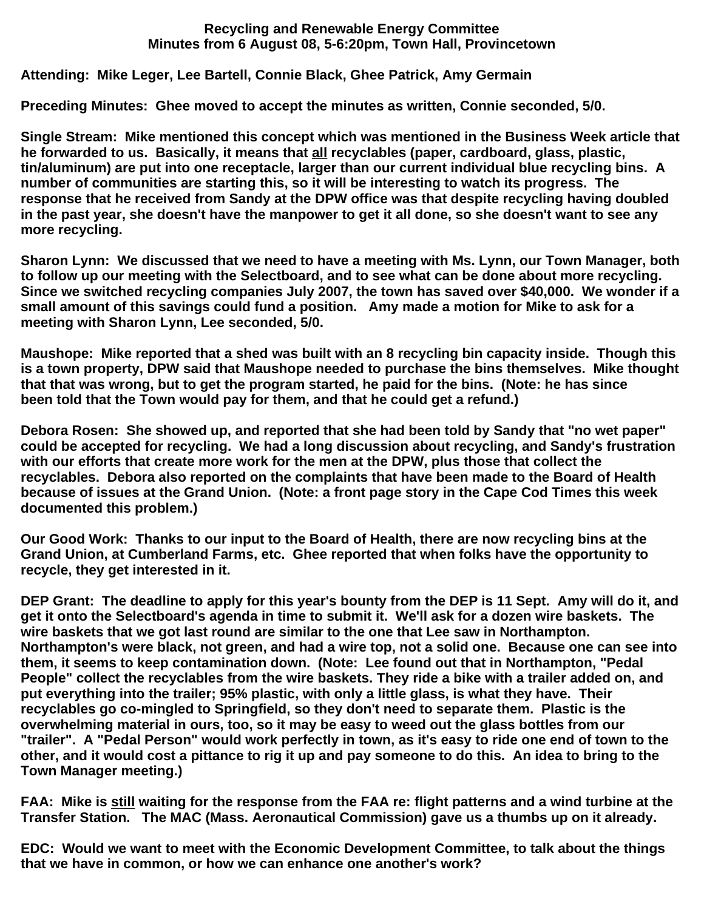**Recycling and Renewable Energy Committee**
**Minutes from 6 August 08, 5-6:20pm, Town Hall, Provincetown**

**Attending: Mike Leger, Lee Bartell, Connie Black, Ghee Patrick, Amy Germain**

**Preceding Minutes: Ghee moved to accept the minutes as written, Connie seconded, 5/0.**

**Single Stream: Mike mentioned this concept which was mentioned in the Business Week article that he forwarded to us. Basically, it means that <u>all</u> recyclables (paper, cardboard, glass, plastic, tin/aluminum) are put into one receptacle, larger than our current individual blue recycling bins. A number of communities are starting this, so it will be interesting to watch its progress. The response that he received from Sandy at the DPW office was that despite recycling having doubled in the past year, she doesn't have the manpower to get it all done, so she doesn't want to see any more recycling.**

**Sharon Lynn: We discussed that we need to have a meeting with Ms. Lynn, our Town Manager, both to follow up our meeting with the Selectboard, and to see what can be done about more recycling. Since we switched recycling companies July 2007, the town has saved over $40,000. We wonder if a small amount of this savings could fund a position. Amy made a motion for Mike to ask for a meeting with Sharon Lynn, Lee seconded, 5/0.**

**Maushope: Mike reported that a shed was built with an 8 recycling bin capacity inside. Though this is a town property, DPW said that Maushope needed to purchase the bins themselves. Mike thought that that was wrong, but to get the program started, he paid for the bins. (Note: he has since been told that the Town would pay for them, and that he could get a refund.)**

**Debora Rosen: She showed up, and reported that she had been told by Sandy that "no wet paper" could be accepted for recycling. We had a long discussion about recycling, and Sandy's frustration with our efforts that create more work for the men at the DPW, plus those that collect the recyclables. Debora also reported on the complaints that have been made to the Board of Health because of issues at the Grand Union. (Note: a front page story in the Cape Cod Times this week documented this problem.)**

**Our Good Work: Thanks to our input to the Board of Health, there are now recycling bins at the Grand Union, at Cumberland Farms, etc. Ghee reported that when folks have the opportunity to recycle, they get interested in it.**

**DEP Grant: The deadline to apply for this year's bounty from the DEP is 11 Sept. Amy will do it, and get it onto the Selectboard's agenda in time to submit it. We'll ask for a dozen wire baskets. The wire baskets that we got last round are similar to the one that Lee saw in Northampton. Northampton's were black, not green, and had a wire top, not a solid one. Because one can see into them, it seems to keep contamination down. (Note: Lee found out that in Northampton, "Pedal People" collect the recyclables from the wire baskets. They ride a bike with a trailer added on, and put everything into the trailer; 95% plastic, with only a little glass, is what they have. Their recyclables go co-mingled to Springfield, so they don't need to separate them. Plastic is the overwhelming material in ours, too, so it may be easy to weed out the glass bottles from our "trailer". A "Pedal Person" would work perfectly in town, as it's easy to ride one end of town to the other, and it would cost a pittance to rig it up and pay someone to do this. An idea to bring to the Town Manager meeting.)**

**FAA: Mike is <u>still</u> waiting for the response from the FAA re: flight patterns and a wind turbine at the Transfer Station. The MAC (Mass. Aeronautical Commission) gave us a thumbs up on it already.**

**EDC: Would we want to meet with the Economic Development Committee, to talk about the things that we have in common, or how we can enhance one another's work?**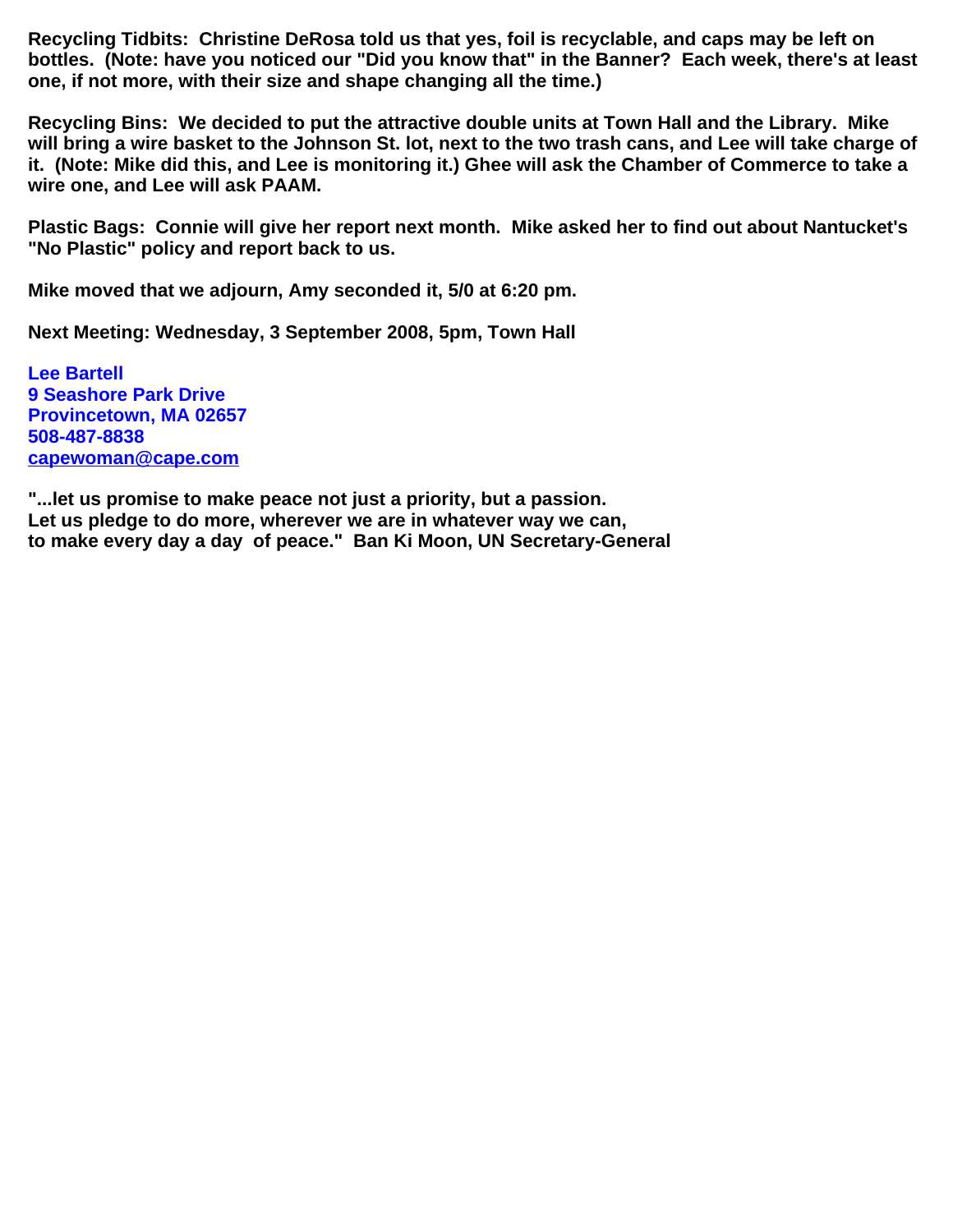**Recycling Tidbits: Christine DeRosa told us that yes, foil is recyclable, and caps may be left on bottles. (Note: have you noticed our "Did you know that" in the Banner? Each week, there's at least one, if not more, with their size and shape changing all the time.)**

**Recycling Bins: We decided to put the attractive double units at Town Hall and the Library. Mike will bring a wire basket to the Johnson St. lot, next to the two trash cans, and Lee will take charge of it. (Note: Mike did this, and Lee is monitoring it.) Ghee will ask the Chamber of Commerce to take a wire one, and Lee will ask PAAM.**

**Plastic Bags: Connie will give her report next month. Mike asked her to find out about Nantucket's "No Plastic" policy and report back to us.**

**Mike moved that we adjourn, Amy seconded it, 5/0 at 6:20 pm.**

**Next Meeting: Wednesday, 3 September 2008, 5pm, Town Hall**

**Lee Bartell**
**9 Seashore Park Drive**
**Provincetown, MA 02657**
**508-487-8838**
**capewoman@cape.com**

**"...let us promise to make peace not just a priority, but a passion.**
**Let us pledge to do more, wherever we are in whatever way we can,**
**to make every day a day of peace." Ban Ki Moon, UN Secretary-General**